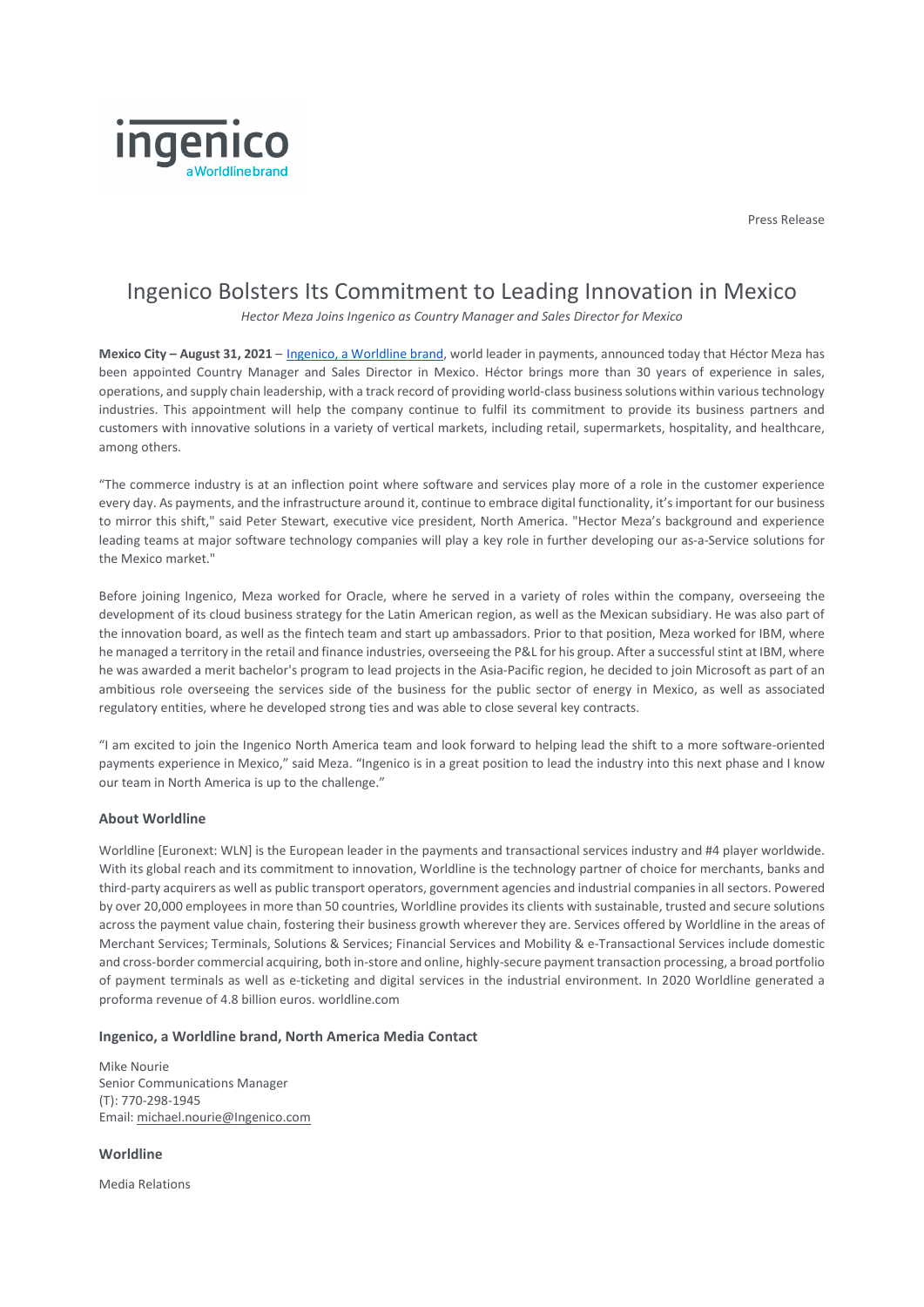Press Release

# Ingenico Bolsters Its Commitment to Leading Innovation in Mexico

*Hector Meza Joins Ingenico as Country Manager and Sales Director for Mexico*

**Mexico City – August 31, 2021** – Ingenico, a Worldline brand, world leader in payments, announced today that Héctor Meza has been appointed Country Manager and Sales Director in Mexico. Héctor brings more than 30 years of experience in sales, operations, and supply chain leadership, with a track record of providing world-class business solutions within various technology industries. This appointment will help the company continue to fulfil its commitment to provide its business partners and customers with innovative solutions in a variety of vertical markets, including retail, supermarkets, hospitality, and healthcare, among others.

"The commerce industry is at an inflection point where software and services play more of a role in the customer experience every day. As payments, and the infrastructure around it, continue to embrace digital functionality, it's important for our business to mirror this shift," said Peter Stewart, executive vice president, North America. "Hector Meza's background and experience leading teams at major software technology companies will play a key role in further developing our as-a-Service solutions for the Mexico market."

Before joining Ingenico, Meza worked for Oracle, where he served in a variety of roles within the company, overseeing the development of its cloud business strategy for the Latin American region, as well as the Mexican subsidiary. He was also part of the innovation board, as well as the fintech team and start up ambassadors. Prior to that position, Meza worked for IBM, where he managed a territory in the retail and finance industries, overseeing the P&L for his group. After a successful stint at IBM, where he was awarded a merit bachelor's program to lead projects in the Asia-Pacific region, he decided to join Microsoft as part of an ambitious role overseeing the services side of the business for the public sector of energy in Mexico, as well as associated regulatory entities, where he developed strong ties and was able to close several key contracts.

"I am excited to join the Ingenico North America team and look forward to helping lead the shift to a more software-oriented payments experience in Mexico," said Meza. "Ingenico is in a great position to lead the industry into this next phase and I know our team in North America is up to the challenge."

### About Worldline

Worldline [Euronext: WLN] is the European leader in the payments and transactional services industry and #4 player worldwide. With its global reach and its commitment to innovation, Worldline is the technology partner of choice for merchants, banks and third-party acquirers as well as public transport operators, government agencies and industrial companies in all sectors. Powered by over 20,000 employees in more than 50 countries, Worldline provides its clients with sustainable, trusted and secure solutions across the payment value chain, fostering their business growth wherever they are. Services offered by Worldline in the areas of Merchant Services; Terminals, Solutions & Services; Financial Services and Mobility & e-Transactional Services include domestic and cross-border commercial acquiring, both in-store and online, highly-secure payment transaction processing, a broad portfolio of payment terminals as well as e-ticketing and digital services in the industrial environment. In 2020 Worldline generated a proforma revenue of 4.8 billion euros. worldline.com

### Ingenico, a Worldline brand, North America Media Contact

Mike Nourie
Senior Communications Manager
(T): 770-298-1945
Email: michael.nourie@Ingenico.com

### Worldline

Media Relations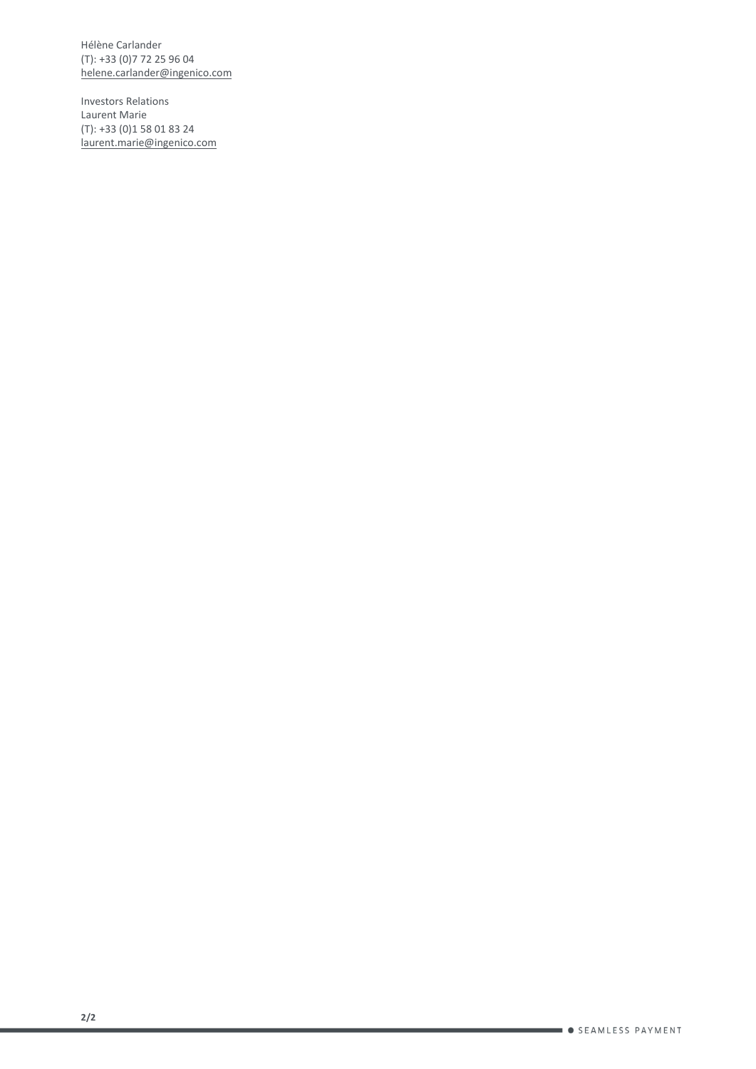Hélène Carlander
(T): +33 (0)7 72 25 96 04
helene.carlander@ingenico.com

Investors Relations
Laurent Marie
(T): +33 (0)1 58 01 83 24
laurent.marie@ingenico.com